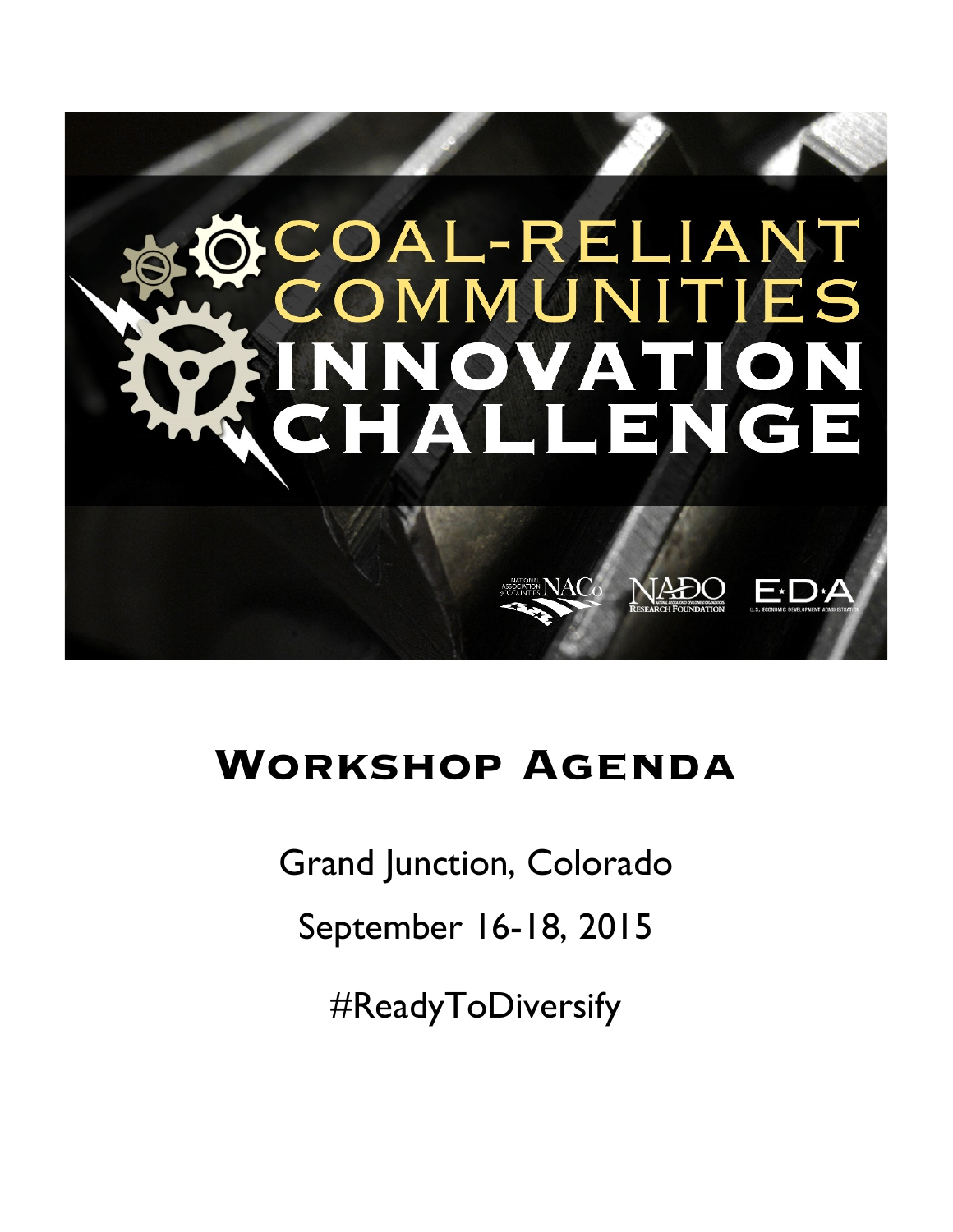# COAL-RELIANT COMMUNITIES INNOVATION CHALLENGE

NATIONAL ASSOCIATION of COUNTIES NACo

NADO RESEARCH FOUNDATION

E·D·A U.S. ECONOMIC DEVELOPMENT ADMINISTRATION

## Workshop Agenda

Grand Junction, Colorado

September 16-18, 2015

#ReadyToDiversify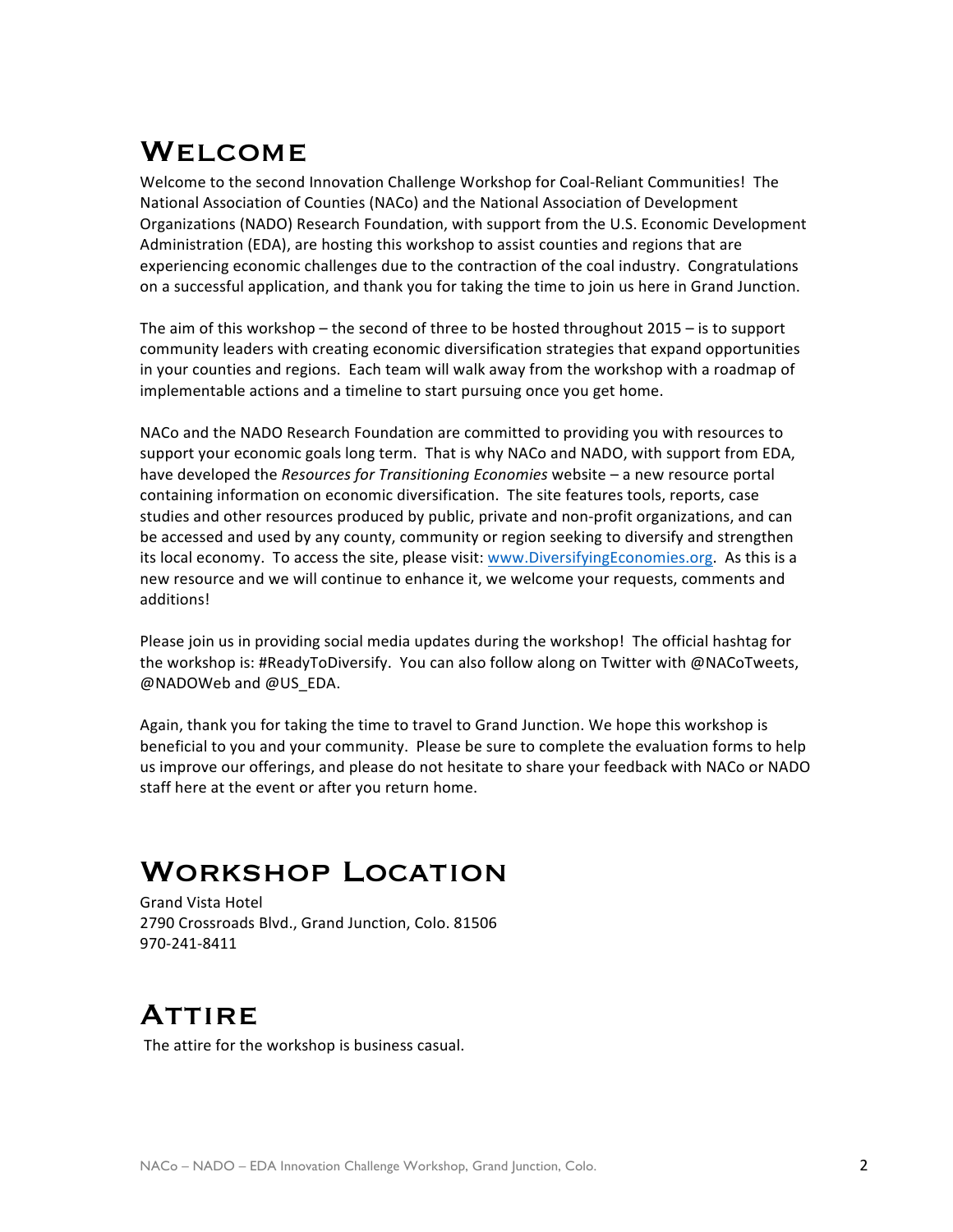# Welcome

Welcome to the second Innovation Challenge Workshop for Coal-Reliant Communities! The National Association of Counties (NACo) and the National Association of Development Organizations (NADO) Research Foundation, with support from the U.S. Economic Development Administration (EDA), are hosting this workshop to assist counties and regions that are experiencing economic challenges due to the contraction of the coal industry. Congratulations on a successful application, and thank you for taking the time to join us here in Grand Junction.

The aim of this workshop – the second of three to be hosted throughout 2015 – is to support community leaders with creating economic diversification strategies that expand opportunities in your counties and regions. Each team will walk away from the workshop with a roadmap of implementable actions and a timeline to start pursuing once you get home.

NACo and the NADO Research Foundation are committed to providing you with resources to support your economic goals long term. That is why NACo and NADO, with support from EDA, have developed the *Resources for Transitioning Economies* website – a new resource portal containing information on economic diversification. The site features tools, reports, case studies and other resources produced by public, private and non-profit organizations, and can be accessed and used by any county, community or region seeking to diversify and strengthen its local economy. To access the site, please visit: [www.DiversifyingEconomies.org](http://www.DiversifyingEconomies.org). As this is a new resource and we will continue to enhance it, we welcome your requests, comments and additions!

Please join us in providing social media updates during the workshop! The official hashtag for the workshop is: #ReadyToDiversify. You can also follow along on Twitter with @NACoTweets, @NADOWeb and @US_EDA.

Again, thank you for taking the time to travel to Grand Junction. We hope this workshop is beneficial to you and your community. Please be sure to complete the evaluation forms to help us improve our offerings, and please do not hesitate to share your feedback with NACo or NADO staff here at the event or after you return home.

# Workshop Location

Grand Vista Hotel
2790 Crossroads Blvd., Grand Junction, Colo. 81506
970-241-8411

# Attire

The attire for the workshop is business casual.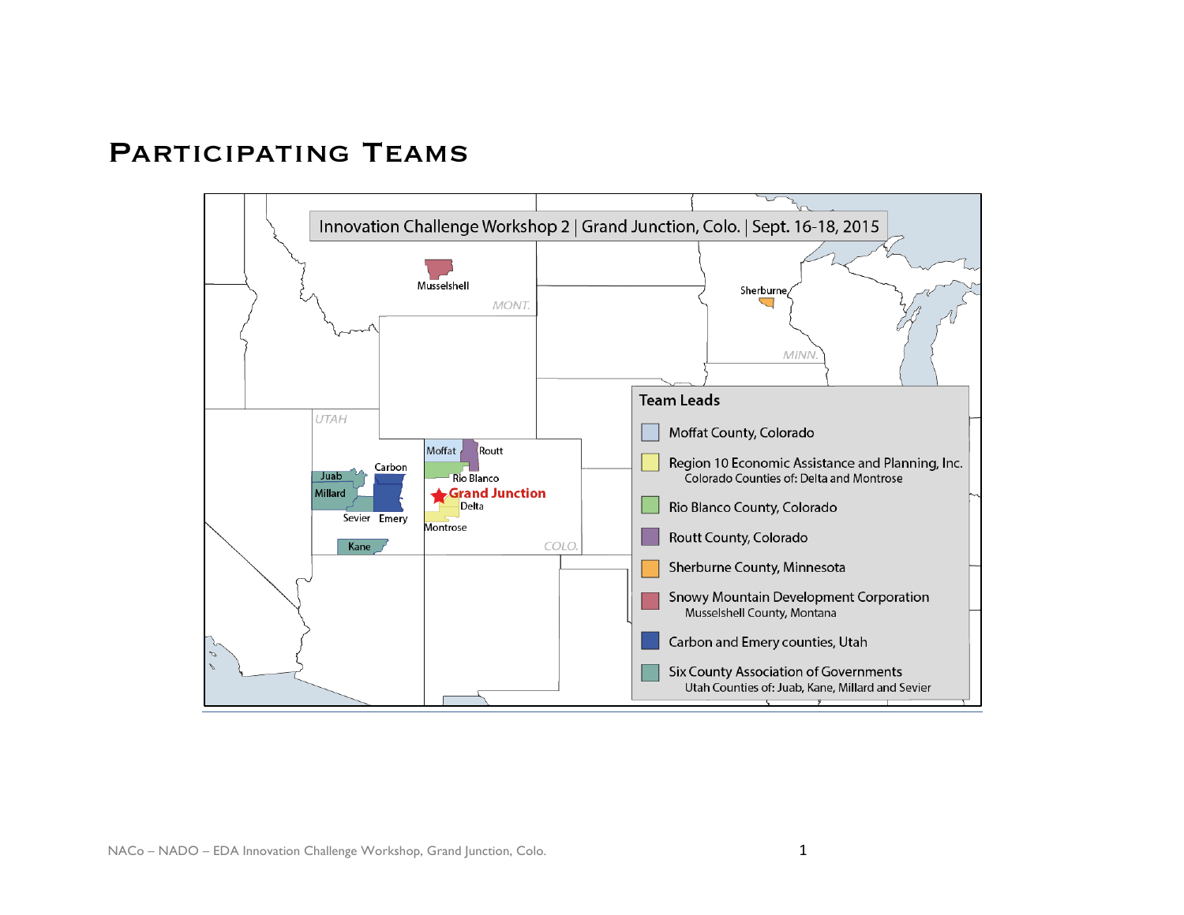# Participating Teams

Innovation Challenge Workshop 2 | Grand Junction, Colo. | Sept. 16-18, 2015

**Team Leads**

- Moffat County, Colorado
- Region 10 Economic Assistance and Planning, Inc.
  Colorado Counties of: Delta and Montrose
- Rio Blanco County, Colorado
- Routt County, Colorado
- Sherburne County, Minnesota
- Snowy Mountain Development Corporation
  Musselshell County, Montana
- Carbon and Emery counties, Utah
- Six County Association of Governments
  Utah Counties of: Juab, Kane, Millard and Sevier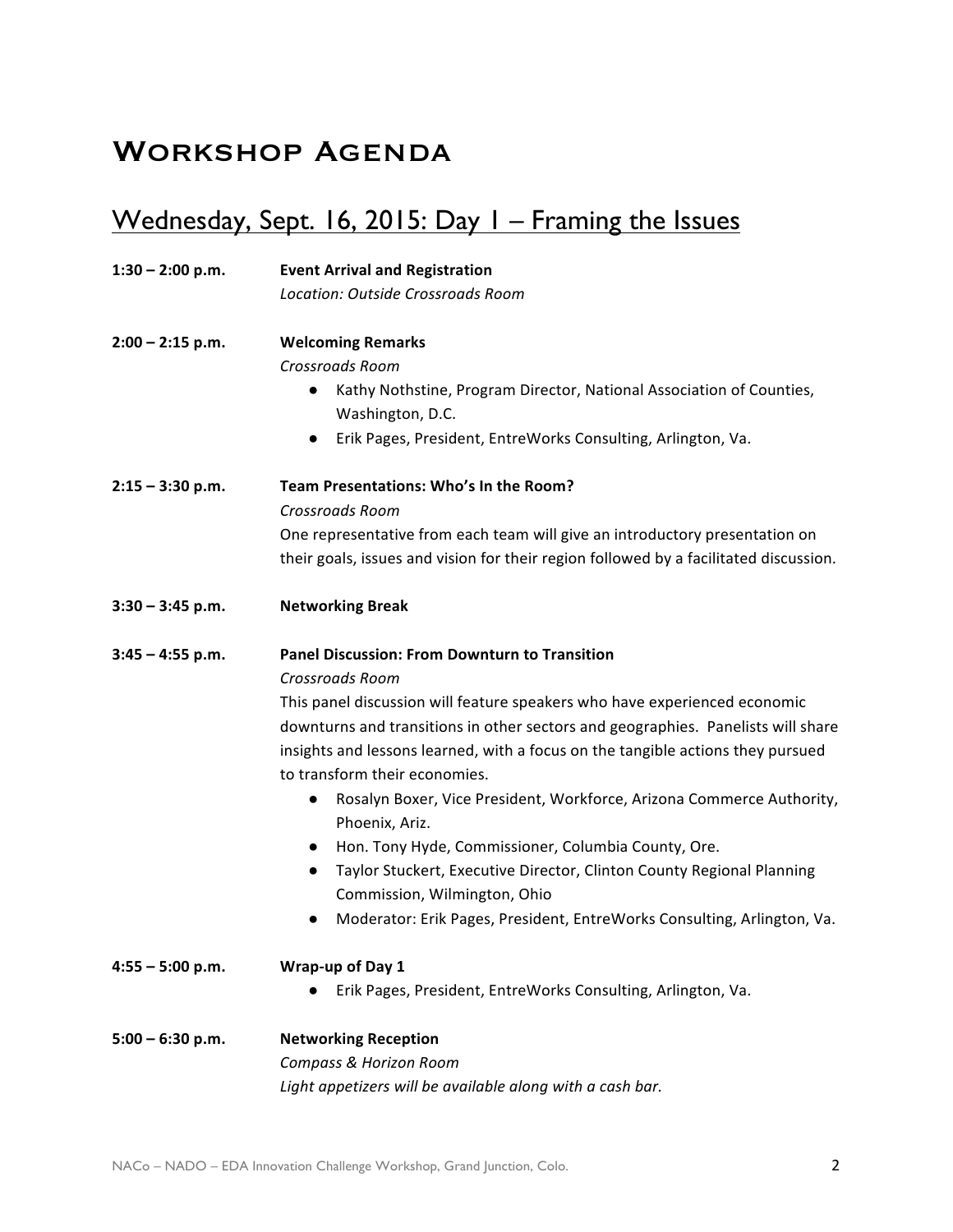# Workshop Agenda

## Wednesday, Sept. 16, 2015: Day 1 – Framing the Issues

**1:30 – 2:00 p.m.** **Event Arrival and Registration**
*Location: Outside Crossroads Room*

**2:00 – 2:15 p.m.** **Welcoming Remarks**
*Crossroads Room*

- Kathy Nothstine, Program Director, National Association of Counties, Washington, D.C.
- Erik Pages, President, EntreWorks Consulting, Arlington, Va.

**2:15 – 3:30 p.m.** **Team Presentations: Who's In the Room?**
*Crossroads Room*
One representative from each team will give an introductory presentation on their goals, issues and vision for their region followed by a facilitated discussion.

**3:30 – 3:45 p.m.** **Networking Break**

**3:45 – 4:55 p.m.** **Panel Discussion: From Downturn to Transition**
*Crossroads Room*
This panel discussion will feature speakers who have experienced economic downturns and transitions in other sectors and geographies. Panelists will share insights and lessons learned, with a focus on the tangible actions they pursued to transform their economies.

- Rosalyn Boxer, Vice President, Workforce, Arizona Commerce Authority, Phoenix, Ariz.
- Hon. Tony Hyde, Commissioner, Columbia County, Ore.
- Taylor Stuckert, Executive Director, Clinton County Regional Planning Commission, Wilmington, Ohio
- Moderator: Erik Pages, President, EntreWorks Consulting, Arlington, Va.

**4:55 – 5:00 p.m.** **Wrap-up of Day 1**

- Erik Pages, President, EntreWorks Consulting, Arlington, Va.

**5:00 – 6:30 p.m.** **Networking Reception**
*Compass & Horizon Room*
*Light appetizers will be available along with a cash bar.*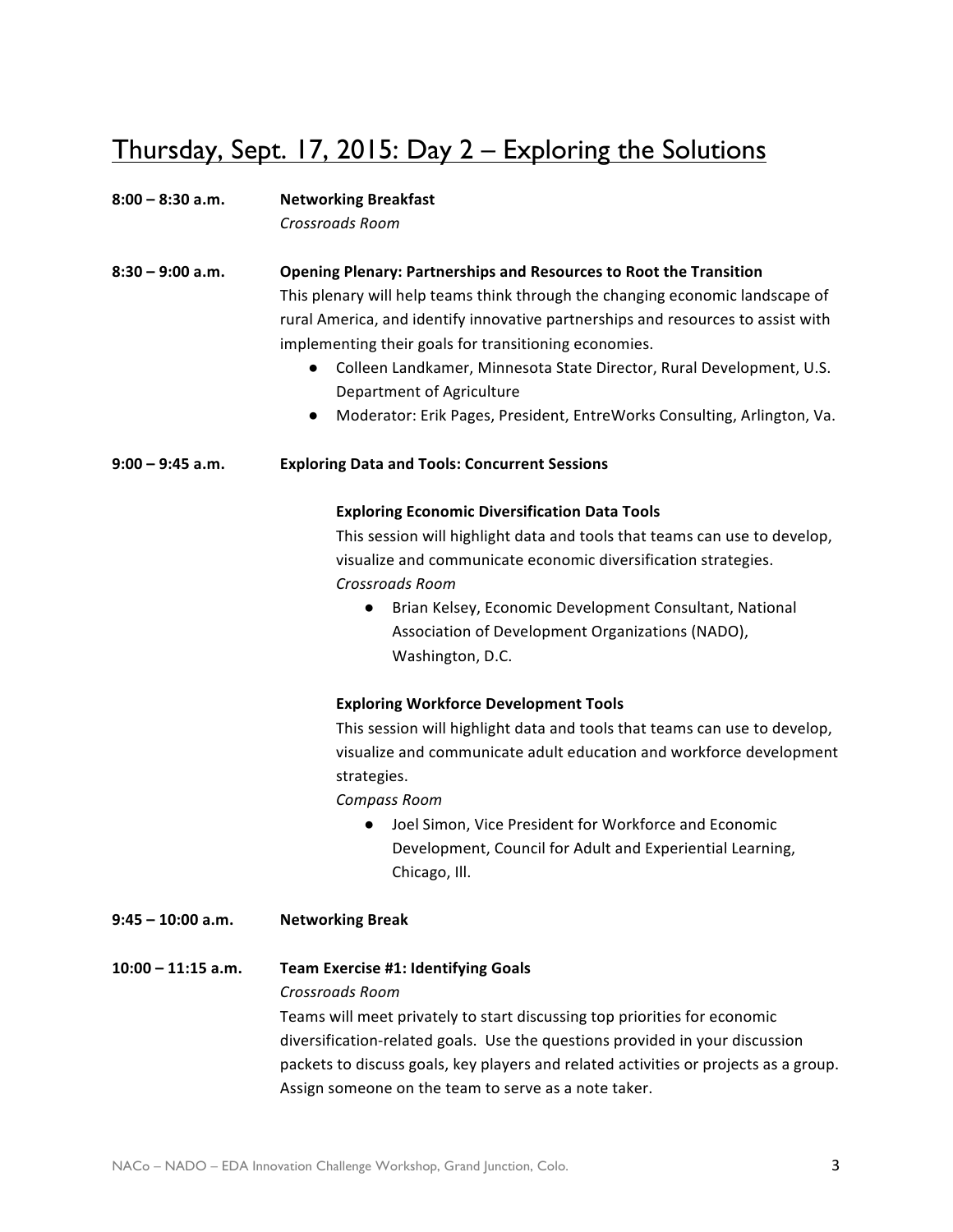## Thursday, Sept. 17, 2015: Day 2 – Exploring the Solutions

**8:00 – 8:30 a.m.** **Networking Breakfast**
*Crossroads Room*

**8:30 – 9:00 a.m.** **Opening Plenary: Partnerships and Resources to Root the Transition**
This plenary will help teams think through the changing economic landscape of rural America, and identify innovative partnerships and resources to assist with implementing their goals for transitioning economies.

- Colleen Landkamer, Minnesota State Director, Rural Development, U.S. Department of Agriculture
- Moderator: Erik Pages, President, EntreWorks Consulting, Arlington, Va.

**9:00 – 9:45 a.m.** **Exploring Data and Tools: Concurrent Sessions**

**Exploring Economic Diversification Data Tools**
This session will highlight data and tools that teams can use to develop, visualize and communicate economic diversification strategies.
*Crossroads Room*

- Brian Kelsey, Economic Development Consultant, National Association of Development Organizations (NADO), Washington, D.C.

**Exploring Workforce Development Tools**
This session will highlight data and tools that teams can use to develop, visualize and communicate adult education and workforce development strategies.
*Compass Room*

- Joel Simon, Vice President for Workforce and Economic Development, Council for Adult and Experiential Learning, Chicago, Ill.

**9:45 – 10:00 a.m.** **Networking Break**

**10:00 – 11:15 a.m.** **Team Exercise #1: Identifying Goals**
*Crossroads Room*
Teams will meet privately to start discussing top priorities for economic diversification-related goals. Use the questions provided in your discussion packets to discuss goals, key players and related activities or projects as a group. Assign someone on the team to serve as a note taker.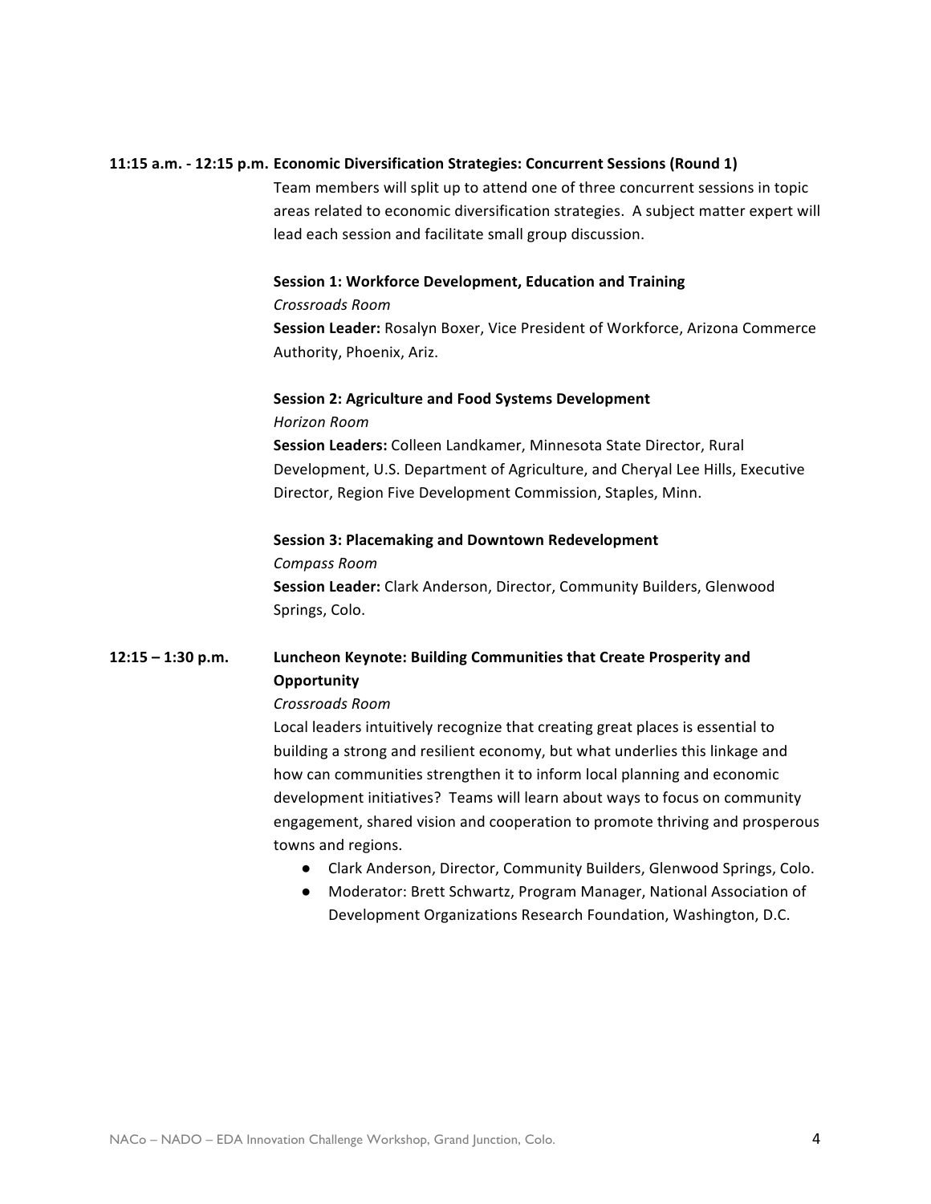**11:15 a.m. - 12:15 p.m. Economic Diversification Strategies: Concurrent Sessions (Round 1)**

Team members will split up to attend one of three concurrent sessions in topic areas related to economic diversification strategies. A subject matter expert will lead each session and facilitate small group discussion.

**Session 1: Workforce Development, Education and Training**

*Crossroads Room*

**Session Leader:** Rosalyn Boxer, Vice President of Workforce, Arizona Commerce Authority, Phoenix, Ariz.

**Session 2: Agriculture and Food Systems Development**

*Horizon Room*

**Session Leaders:** Colleen Landkamer, Minnesota State Director, Rural Development, U.S. Department of Agriculture, and Cheryal Lee Hills, Executive Director, Region Five Development Commission, Staples, Minn.

**Session 3: Placemaking and Downtown Redevelopment**

*Compass Room*

**Session Leader:** Clark Anderson, Director, Community Builders, Glenwood Springs, Colo.

**12:15 – 1:30 p.m. Luncheon Keynote: Building Communities that Create Prosperity and Opportunity**

*Crossroads Room*

Local leaders intuitively recognize that creating great places is essential to building a strong and resilient economy, but what underlies this linkage and how can communities strengthen it to inform local planning and economic development initiatives? Teams will learn about ways to focus on community engagement, shared vision and cooperation to promote thriving and prosperous towns and regions.

- Clark Anderson, Director, Community Builders, Glenwood Springs, Colo.
- Moderator: Brett Schwartz, Program Manager, National Association of Development Organizations Research Foundation, Washington, D.C.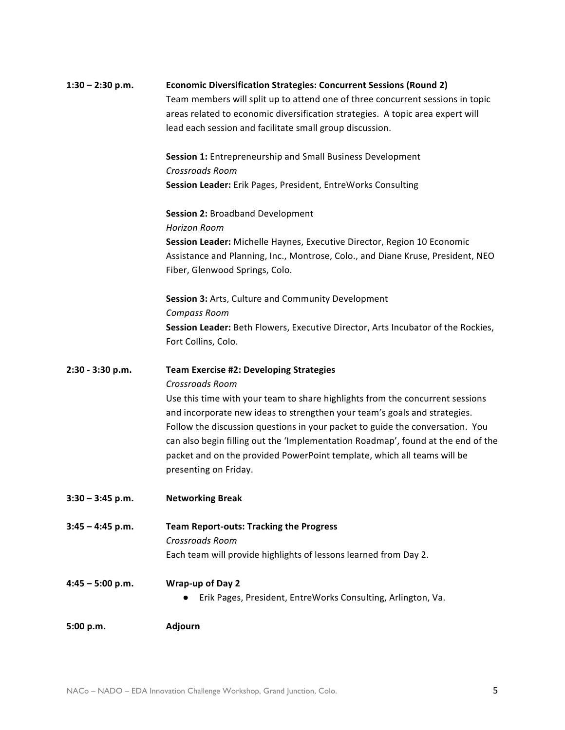**1:30 – 2:30 p.m.** **Economic Diversification Strategies: Concurrent Sessions (Round 2)**

Team members will split up to attend one of three concurrent sessions in topic areas related to economic diversification strategies. A topic area expert will lead each session and facilitate small group discussion.

**Session 1:** Entrepreneurship and Small Business Development
*Crossroads Room*
**Session Leader:** Erik Pages, President, EntreWorks Consulting

**Session 2:** Broadband Development
*Horizon Room*
**Session Leader:** Michelle Haynes, Executive Director, Region 10 Economic Assistance and Planning, Inc., Montrose, Colo., and Diane Kruse, President, NEO Fiber, Glenwood Springs, Colo.

**Session 3:** Arts, Culture and Community Development
*Compass Room*
**Session Leader:** Beth Flowers, Executive Director, Arts Incubator of the Rockies, Fort Collins, Colo.

**2:30 - 3:30 p.m.** **Team Exercise #2: Developing Strategies**
*Crossroads Room*
Use this time with your team to share highlights from the concurrent sessions and incorporate new ideas to strengthen your team's goals and strategies. Follow the discussion questions in your packet to guide the conversation. You can also begin filling out the 'Implementation Roadmap', found at the end of the packet and on the provided PowerPoint template, which all teams will be presenting on Friday.

**3:30 – 3:45 p.m.** **Networking Break**

**3:45 – 4:45 p.m.** **Team Report-outs: Tracking the Progress**
*Crossroads Room*
Each team will provide highlights of lessons learned from Day 2.

**4:45 – 5:00 p.m.** **Wrap-up of Day 2**

- Erik Pages, President, EntreWorks Consulting, Arlington, Va.

**5:00 p.m.** **Adjourn**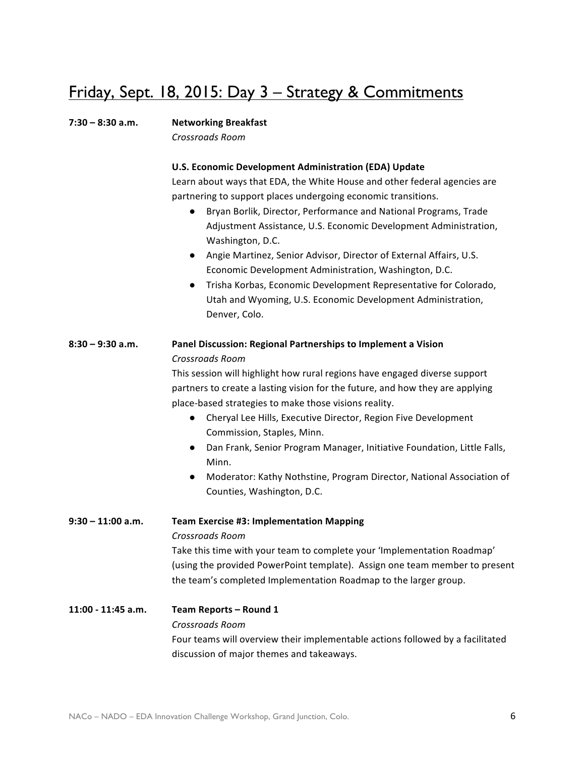## Friday, Sept. 18, 2015: Day 3 – Strategy & Commitments

**7:30 – 8:30 a.m.** **Networking Breakfast**
*Crossroads Room*

**U.S. Economic Development Administration (EDA) Update**
Learn about ways that EDA, the White House and other federal agencies are partnering to support places undergoing economic transitions.

- Bryan Borlik, Director, Performance and National Programs, Trade Adjustment Assistance, U.S. Economic Development Administration, Washington, D.C.
- Angie Martinez, Senior Advisor, Director of External Affairs, U.S. Economic Development Administration, Washington, D.C.
- Trisha Korbas, Economic Development Representative for Colorado, Utah and Wyoming, U.S. Economic Development Administration, Denver, Colo.

**8:30 – 9:30 a.m.** **Panel Discussion: Regional Partnerships to Implement a Vision**
*Crossroads Room*
This session will highlight how rural regions have engaged diverse support partners to create a lasting vision for the future, and how they are applying place-based strategies to make those visions reality.

- Cheryal Lee Hills, Executive Director, Region Five Development Commission, Staples, Minn.
- Dan Frank, Senior Program Manager, Initiative Foundation, Little Falls, Minn.
- Moderator: Kathy Nothstine, Program Director, National Association of Counties, Washington, D.C.

**9:30 – 11:00 a.m.** **Team Exercise #3: Implementation Mapping**
*Crossroads Room*
Take this time with your team to complete your 'Implementation Roadmap' (using the provided PowerPoint template). Assign one team member to present the team's completed Implementation Roadmap to the larger group.

**11:00 - 11:45 a.m.** **Team Reports – Round 1**
*Crossroads Room*
Four teams will overview their implementable actions followed by a facilitated discussion of major themes and takeaways.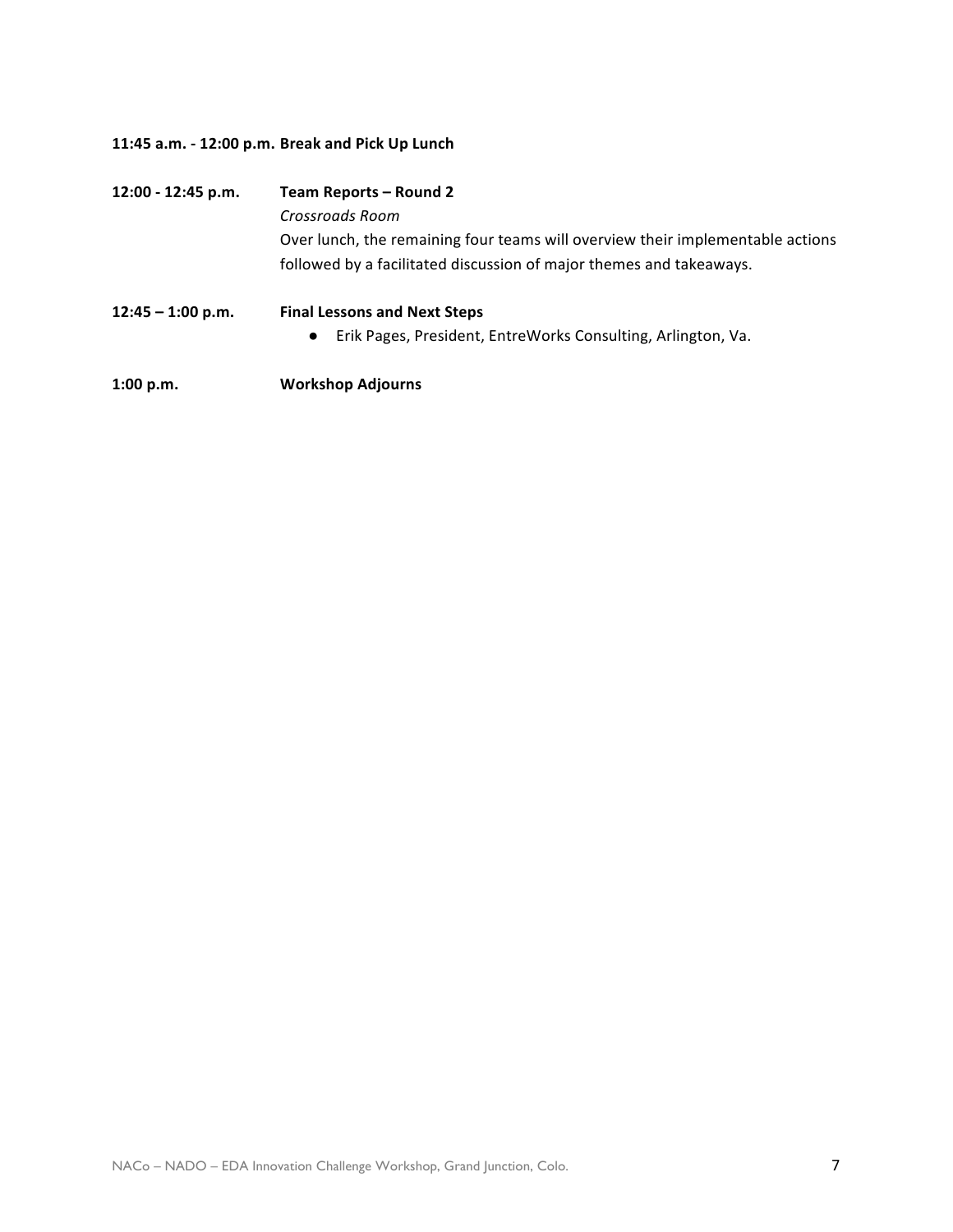**11:45 a.m. - 12:00 p.m. Break and Pick Up Lunch**

**12:00 - 12:45 p.m.** **Team Reports – Round 2**

*Crossroads Room*

Over lunch, the remaining four teams will overview their implementable actions followed by a facilitated discussion of major themes and takeaways.

**12:45 – 1:00 p.m.** **Final Lessons and Next Steps**

- Erik Pages, President, EntreWorks Consulting, Arlington, Va.

**1:00 p.m.** **Workshop Adjourns**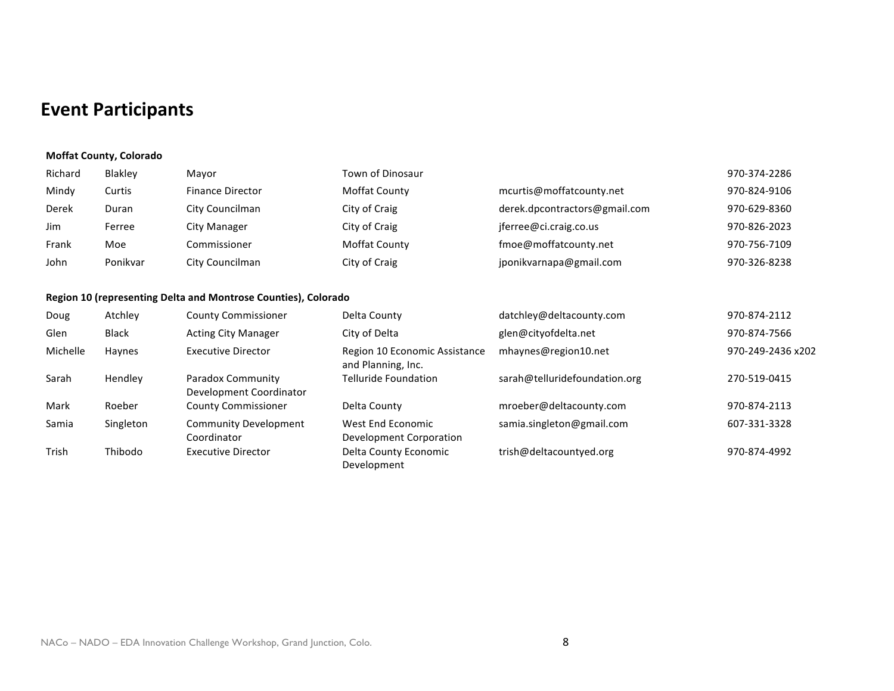## Event Participants

**Moffat County, Colorado**

| | | | | | |
|---|---|---|---|---|---|
| Richard | Blakley | Mayor | Town of Dinosaur | | 970-374-2286 |
| Mindy | Curtis | Finance Director | Moffat County | mcurtis@moffatcounty.net | 970-824-9106 |
| Derek | Duran | City Councilman | City of Craig | derek.dpcontractors@gmail.com | 970-629-8360 |
| Jim | Ferree | City Manager | City of Craig | jferree@ci.craig.co.us | 970-826-2023 |
| Frank | Moe | Commissioner | Moffat County | fmoe@moffatcounty.net | 970-756-7109 |
| John | Ponikvar | City Councilman | City of Craig | jponikvarnapa@gmail.com | 970-326-8238 |

**Region 10 (representing Delta and Montrose Counties), Colorado**

| | | | | | |
|---|---|---|---|---|---|
| Doug | Atchley | County Commissioner | Delta County | datchley@deltacounty.com | 970-874-2112 |
| Glen | Black | Acting City Manager | City of Delta | glen@cityofdelta.net | 970-874-7566 |
| Michelle | Haynes | Executive Director | Region 10 Economic Assistance and Planning, Inc. | mhaynes@region10.net | 970-249-2436 x202 |
| Sarah | Hendley | Paradox Community Development Coordinator | Telluride Foundation | sarah@telluridefoundation.org | 270-519-0415 |
| Mark | Roeber | County Commissioner | Delta County | mroeber@deltacounty.com | 970-874-2113 |
| Samia | Singleton | Community Development Coordinator | West End Economic Development Corporation | samia.singleton@gmail.com | 607-331-3328 |
| Trish | Thibodo | Executive Director | Delta County Economic Development | trish@deltacountyed.org | 970-874-4992 |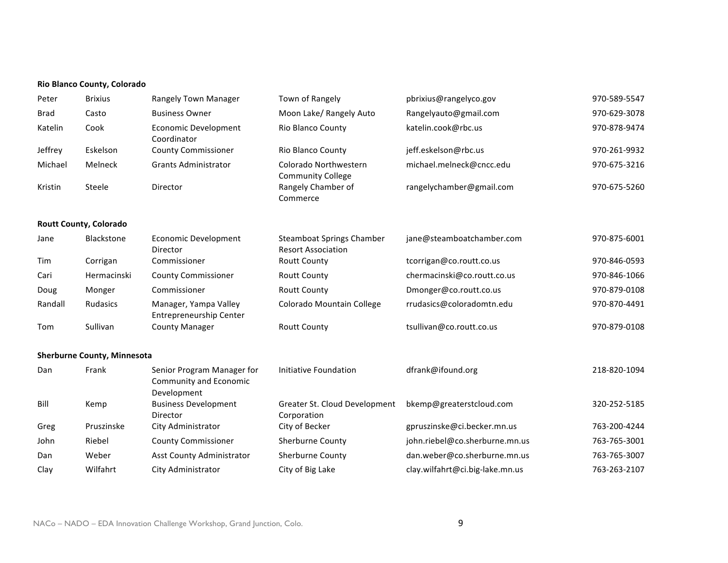**Rio Blanco County, Colorado**

| | | | | | |
|---|---|---|---|---|---|
| Peter | Brixius | Rangely Town Manager | Town of Rangely | pbrixius@rangelyco.gov | 970-589-5547 |
| Brad | Casto | Business Owner | Moon Lake/ Rangely Auto | Rangelyauto@gmail.com | 970-629-3078 |
| Katelin | Cook | Economic Development Coordinator | Rio Blanco County | katelin.cook@rbc.us | 970-878-9474 |
| Jeffrey | Eskelson | County Commissioner | Rio Blanco County | jeff.eskelson@rbc.us | 970-261-9932 |
| Michael | Melneck | Grants Administrator | Colorado Northwestern Community College | michael.melneck@cncc.edu | 970-675-3216 |
| Kristin | Steele | Director | Rangely Chamber of Commerce | rangelychamber@gmail.com | 970-675-5260 |

**Routt County, Colorado**

| | | | | | |
|---|---|---|---|---|---|
| Jane | Blackstone | Economic Development Director | Steamboat Springs Chamber Resort Association | jane@steamboatchamber.com | 970-875-6001 |
| Tim | Corrigan | Commissioner | Routt County | tcorrigan@co.routt.co.us | 970-846-0593 |
| Cari | Hermacinski | County Commissioner | Routt County | chermacinski@co.routt.co.us | 970-846-1066 |
| Doug | Monger | Commissioner | Routt County | Dmonger@co.routt.co.us | 970-879-0108 |
| Randall | Rudasics | Manager, Yampa Valley Entrepreneurship Center | Colorado Mountain College | rrudasics@coloradomtn.edu | 970-870-4491 |
| Tom | Sullivan | County Manager | Routt County | tsullivan@co.routt.co.us | 970-879-0108 |

**Sherburne County, Minnesota**

| | | | | | |
|---|---|---|---|---|---|
| Dan | Frank | Senior Program Manager for Community and Economic Development | Initiative Foundation | dfrank@ifound.org | 218-820-1094 |
| Bill | Kemp | Business Development Director | Greater St. Cloud Development Corporation | bkemp@greaterstcloud.com | 320-252-5185 |
| Greg | Pruszinske | City Administrator | City of Becker | gpruszinske@ci.becker.mn.us | 763-200-4244 |
| John | Riebel | County Commissioner | Sherburne County | john.riebel@co.sherburne.mn.us | 763-765-3001 |
| Dan | Weber | Asst County Administrator | Sherburne County | dan.weber@co.sherburne.mn.us | 763-765-3007 |
| Clay | Wilfahrt | City Administrator | City of Big Lake | clay.wilfahrt@ci.big-lake.mn.us | 763-263-2107 |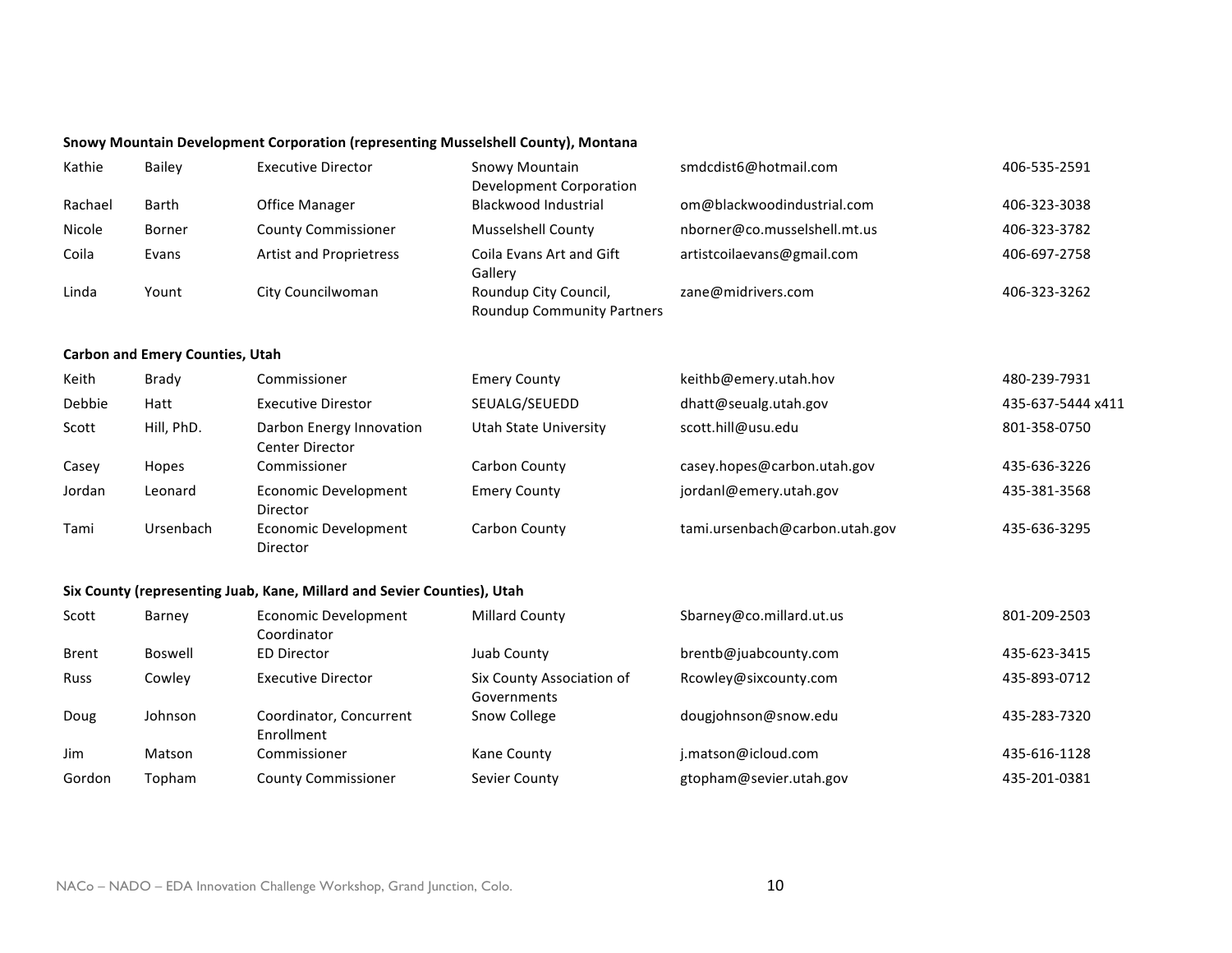**Snowy Mountain Development Corporation (representing Musselshell County), Montana**

| | | | | | |
|---|---|---|---|---|---|
| Kathie | Bailey | Executive Director | Snowy Mountain Development Corporation | smdcdist6@hotmail.com | 406-535-2591 |
| Rachael | Barth | Office Manager | Blackwood Industrial | om@blackwoodindustrial.com | 406-323-3038 |
| Nicole | Borner | County Commissioner | Musselshell County | nborner@co.musselshell.mt.us | 406-323-3782 |
| Coila | Evans | Artist and Proprietress | Coila Evans Art and Gift Gallery | artistcoilaevans@gmail.com | 406-697-2758 |
| Linda | Yount | City Councilwoman | Roundup City Council, Roundup Community Partners | zane@midrivers.com | 406-323-3262 |

**Carbon and Emery Counties, Utah**

| | | | | | |
|---|---|---|---|---|---|
| Keith | Brady | Commissioner | Emery County | keithb@emery.utah.hov | 480-239-7931 |
| Debbie | Hatt | Executive Direstor | SEUALG/SEUEDD | dhatt@seualg.utah.gov | 435-637-5444 x411 |
| Scott | Hill, PhD. | Darbon Energy Innovation Center Director | Utah State University | scott.hill@usu.edu | 801-358-0750 |
| Casey | Hopes | Commissioner | Carbon County | casey.hopes@carbon.utah.gov | 435-636-3226 |
| Jordan | Leonard | Economic Development Director | Emery County | jordanl@emery.utah.gov | 435-381-3568 |
| Tami | Ursenbach | Economic Development Director | Carbon County | tami.ursenbach@carbon.utah.gov | 435-636-3295 |

**Six County (representing Juab, Kane, Millard and Sevier Counties), Utah**

| | | | | | |
|---|---|---|---|---|---|
| Scott | Barney | Economic Development Coordinator | Millard County | Sbarney@co.millard.ut.us | 801-209-2503 |
| Brent | Boswell | ED Director | Juab County | brentb@juabcounty.com | 435-623-3415 |
| Russ | Cowley | Executive Director | Six County Association of Governments | Rcowley@sixcounty.com | 435-893-0712 |
| Doug | Johnson | Coordinator, Concurrent Enrollment | Snow College | dougjohnson@snow.edu | 435-283-7320 |
| Jim | Matson | Commissioner | Kane County | j.matson@icloud.com | 435-616-1128 |
| Gordon | Topham | County Commissioner | Sevier County | gtopham@sevier.utah.gov | 435-201-0381 |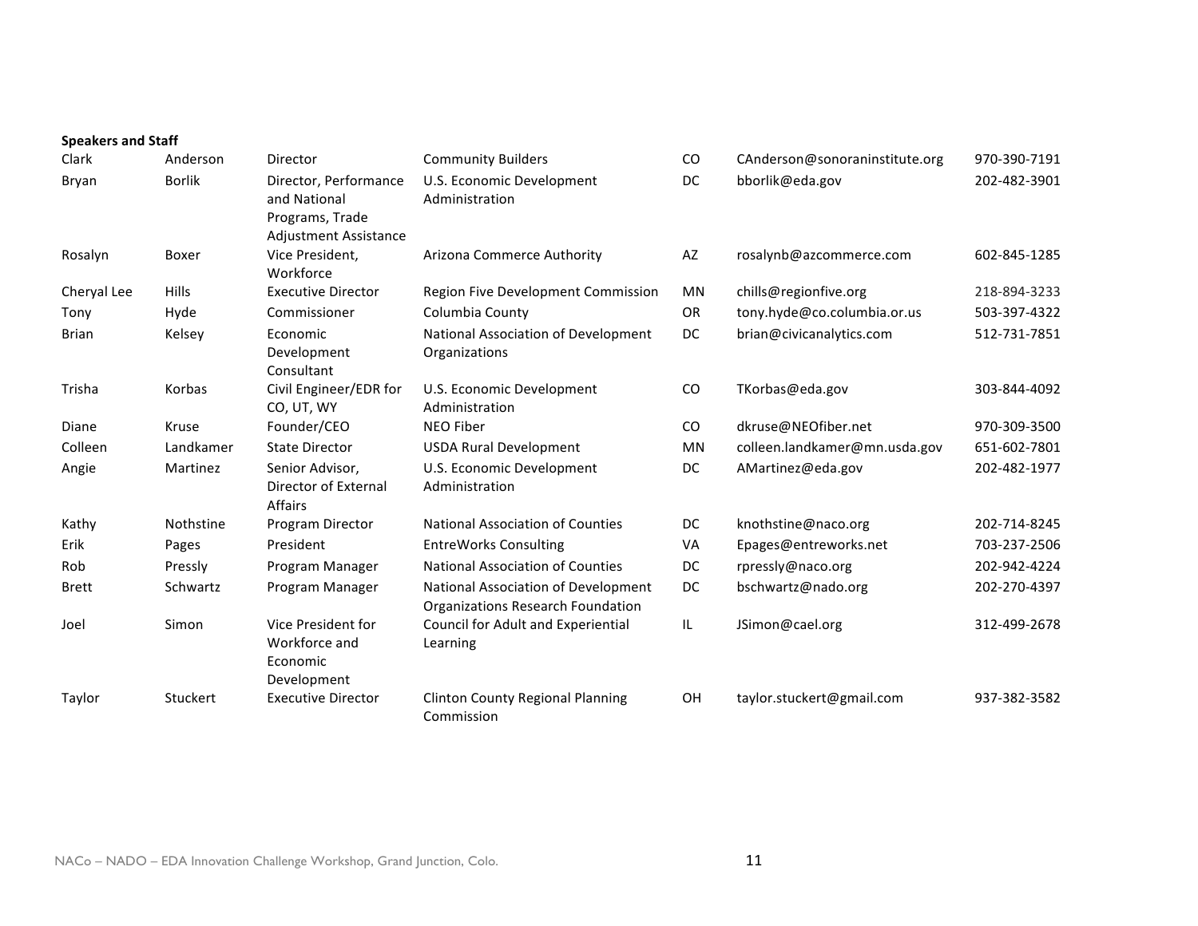**Speakers and Staff**

| | | | | | | |
|---|---|---|---|---|---|---|
| Clark | Anderson | Director | Community Builders | CO | CAnderson@sonoraninstitute.org | 970-390-7191 |
| Bryan | Borlik | Director, Performance and National Programs, Trade Adjustment Assistance | U.S. Economic Development Administration | DC | bborlik@eda.gov | 202-482-3901 |
| Rosalyn | Boxer | Vice President, Workforce | Arizona Commerce Authority | AZ | rosalynb@azcommerce.com | 602-845-1285 |
| Cheryal Lee | Hills | Executive Director | Region Five Development Commission | MN | chills@regionfive.org | 218-894-3233 |
| Tony | Hyde | Commissioner | Columbia County | OR | tony.hyde@co.columbia.or.us | 503-397-4322 |
| Brian | Kelsey | Economic Development Consultant | National Association of Development Organizations | DC | brian@civicanalytics.com | 512-731-7851 |
| Trisha | Korbas | Civil Engineer/EDR for CO, UT, WY | U.S. Economic Development Administration | CO | TKorbas@eda.gov | 303-844-4092 |
| Diane | Kruse | Founder/CEO | NEO Fiber | CO | dkruse@NEOfiber.net | 970-309-3500 |
| Colleen | Landkamer | State Director | USDA Rural Development | MN | colleen.landkamer@mn.usda.gov | 651-602-7801 |
| Angie | Martinez | Senior Advisor, Director of External Affairs | U.S. Economic Development Administration | DC | AMartinez@eda.gov | 202-482-1977 |
| Kathy | Nothstine | Program Director | National Association of Counties | DC | knothstine@naco.org | 202-714-8245 |
| Erik | Pages | President | EntreWorks Consulting | VA | Epages@entreworks.net | 703-237-2506 |
| Rob | Pressly | Program Manager | National Association of Counties | DC | rpressly@naco.org | 202-942-4224 |
| Brett | Schwartz | Program Manager | National Association of Development Organizations Research Foundation | DC | bschwartz@nado.org | 202-270-4397 |
| Joel | Simon | Vice President for Workforce and Economic Development | Council for Adult and Experiential Learning | IL | JSimon@cael.org | 312-499-2678 |
| Taylor | Stuckert | Executive Director | Clinton County Regional Planning Commission | OH | taylor.stuckert@gmail.com | 937-382-3582 |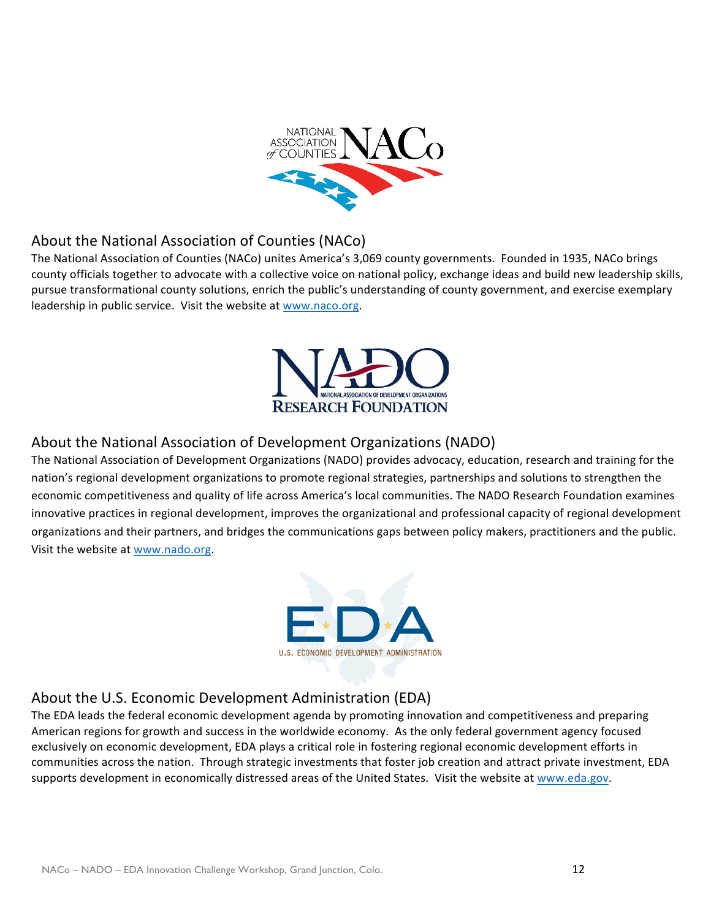## About the National Association of Counties (NACo)

The National Association of Counties (NACo) unites America's 3,069 county governments. Founded in 1935, NACo brings county officials together to advocate with a collective voice on national policy, exchange ideas and build new leadership skills, pursue transformational county solutions, enrich the public's understanding of county government, and exercise exemplary leadership in public service. Visit the website at www.naco.org.

## About the National Association of Development Organizations (NADO)

The National Association of Development Organizations (NADO) provides advocacy, education, research and training for the nation's regional development organizations to promote regional strategies, partnerships and solutions to strengthen the economic competitiveness and quality of life across America's local communities. The NADO Research Foundation examines innovative practices in regional development, improves the organizational and professional capacity of regional development organizations and their partners, and bridges the communications gaps between policy makers, practitioners and the public. Visit the website at www.nado.org.

## About the U.S. Economic Development Administration (EDA)

The EDA leads the federal economic development agenda by promoting innovation and competitiveness and preparing American regions for growth and success in the worldwide economy. As the only federal government agency focused exclusively on economic development, EDA plays a critical role in fostering regional economic development efforts in communities across the nation. Through strategic investments that foster job creation and attract private investment, EDA supports development in economically distressed areas of the United States. Visit the website at www.eda.gov.